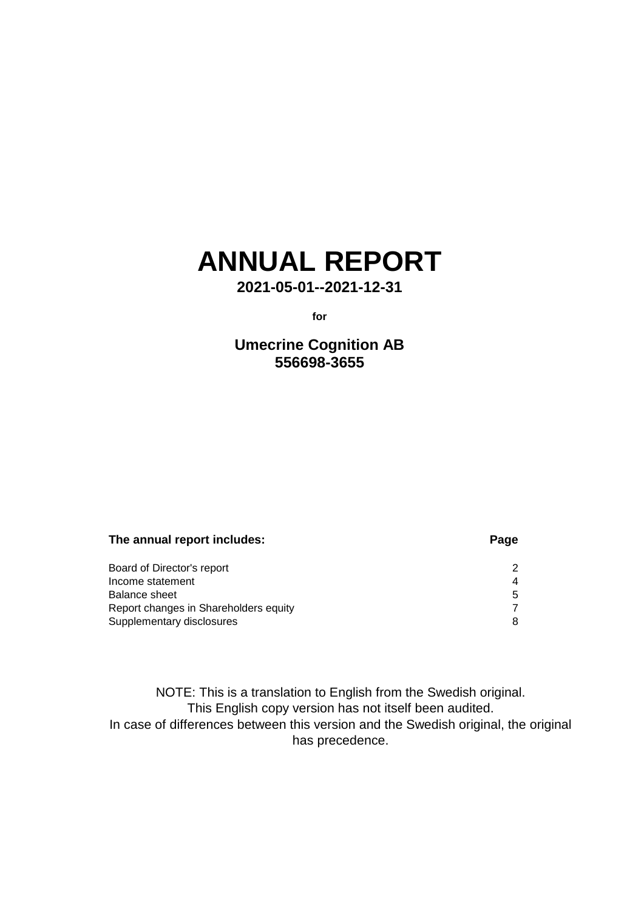# ANNUAL REPORT

**2021-05-01--2021-12-31**

**for**

**Umecrine Cognition AB**
**556698-3655**

| The annual report includes: | Page |
|---|---|
| Board of Director's report | 2 |
| Income statement | 4 |
| Balance sheet | 5 |
| Report changes in Shareholders equity | 7 |
| Supplementary disclosures | 8 |

NOTE: This is a translation to English from the Swedish original.
This English copy version has not itself been audited.
In case of differences between this version and the Swedish original, the original has precedence.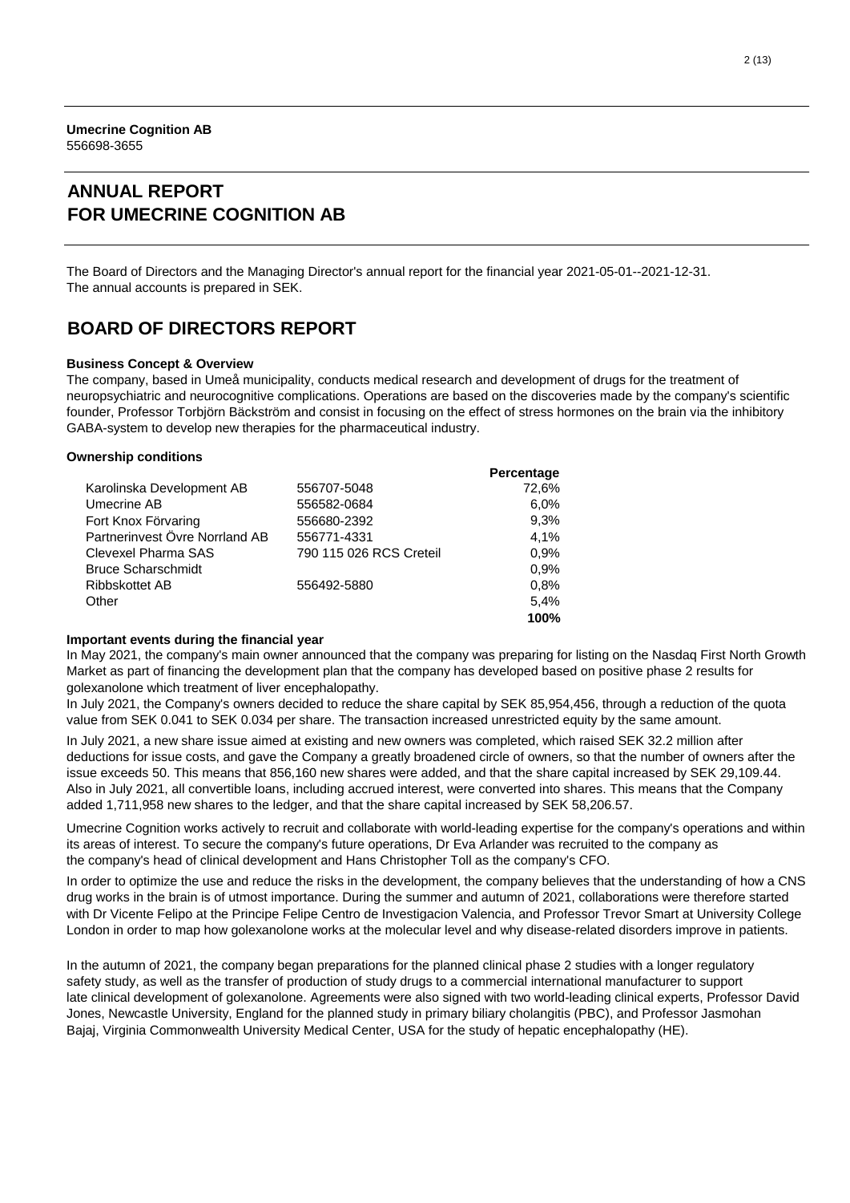**Umecrine Cognition AB**
556698-3655

# ANNUAL REPORT FOR UMECRINE COGNITION AB

The Board of Directors and the Managing Director's annual report for the financial year 2021-05-01--2021-12-31.
The annual accounts is prepared in SEK.

# BOARD OF DIRECTORS REPORT

**Business Concept & Overview**

The company, based in Umeå municipality, conducts medical research and development of drugs for the treatment of neuropsychiatric and neurocognitive complications. Operations are based on the discoveries made by the company's scientific founder, Professor Torbjörn Bäckström and consist in focusing on the effect of stress hormones on the brain via the inhibitory GABA-system to develop new therapies for the pharmaceutical industry.

**Ownership conditions**

| | | Percentage |
|---|---|---|
| Karolinska Development AB | 556707-5048 | 72,6% |
| Umecrine AB | 556582-0684 | 6,0% |
| Fort Knox Förvaring | 556680-2392 | 9,3% |
| Partnerinvest Övre Norrland AB | 556771-4331 | 4,1% |
| Clevexel Pharma SAS | 790 115 026 RCS Creteil | 0,9% |
| Bruce Scharschmidt | | 0,9% |
| Ribbskottet AB | 556492-5880 | 0,8% |
| Other | | 5,4% |
| | | **100%** |

**Important events during the financial year**

In May 2021, the company's main owner announced that the company was preparing for listing on the Nasdaq First North Growth Market as part of financing the development plan that the company has developed based on positive phase 2 results for golexanolone which treatment of liver encephalopathy.

In July 2021, the Company's owners decided to reduce the share capital by SEK 85,954,456, through a reduction of the quota value from SEK 0.041 to SEK 0.034 per share. The transaction increased unrestricted equity by the same amount.

In July 2021, a new share issue aimed at existing and new owners was completed, which raised SEK 32.2 million after deductions for issue costs, and gave the Company a greatly broadened circle of owners, so that the number of owners after the issue exceeds 50. This means that 856,160 new shares were added, and that the share capital increased by SEK 29,109.44. Also in July 2021, all convertible loans, including accrued interest, were converted into shares. This means that the Company added 1,711,958 new shares to the ledger, and that the share capital increased by SEK 58,206.57.

Umecrine Cognition works actively to recruit and collaborate with world-leading expertise for the company's operations and within its areas of interest. To secure the company's future operations, Dr Eva Arlander was recruited to the company as the company's head of clinical development and Hans Christopher Toll as the company's CFO.

In order to optimize the use and reduce the risks in the development, the company believes that the understanding of how a CNS drug works in the brain is of utmost importance. During the summer and autumn of 2021, collaborations were therefore started with Dr Vicente Felipo at the Principe Felipe Centro de Investigacion Valencia, and Professor Trevor Smart at University College London in order to map how golexanolone works at the molecular level and why disease-related disorders improve in patients.

In the autumn of 2021, the company began preparations for the planned clinical phase 2 studies with a longer regulatory safety study, as well as the transfer of production of study drugs to a commercial international manufacturer to support late clinical development of golexanolone. Agreements were also signed with two world-leading clinical experts, Professor David Jones, Newcastle University, England for the planned study in primary biliary cholangitis (PBC), and Professor Jasmohan Bajaj, Virginia Commonwealth University Medical Center, USA for the study of hepatic encephalopathy (HE).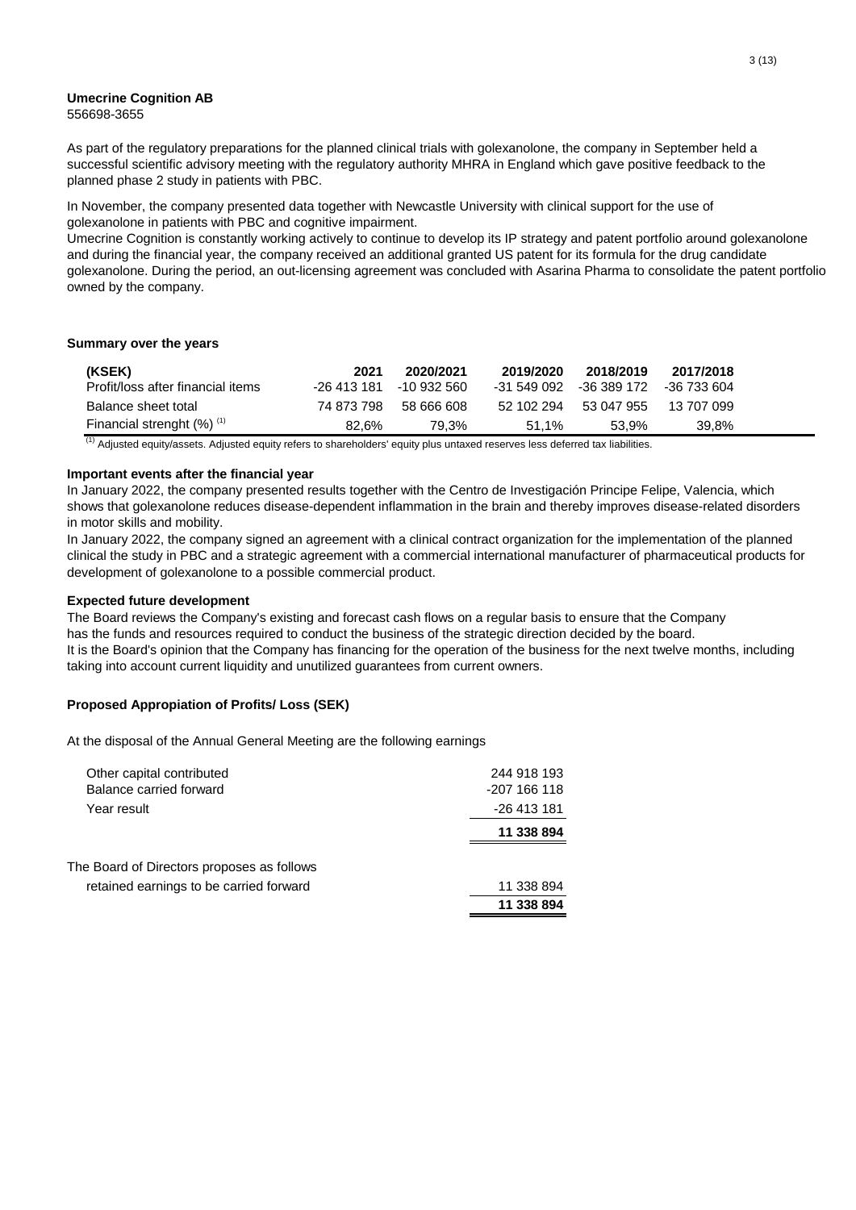**Umecrine Cognition AB**
556698-3655

As part of the regulatory preparations for the planned clinical trials with golexanolone, the company in September held a successful scientific advisory meeting with the regulatory authority MHRA in England which gave positive feedback to the planned phase 2 study in patients with PBC.

In November, the company presented data together with Newcastle University with clinical support for the use of golexanolone in patients with PBC and cognitive impairment.
Umecrine Cognition is constantly working actively to continue to develop its IP strategy and patent portfolio around golexanolone and during the financial year, the company received an additional granted US patent for its formula for the drug candidate golexanolone. During the period, an out-licensing agreement was concluded with Asarina Pharma to consolidate the patent portfolio owned by the company.

### Summary over the years

| (KSEK) | 2021 | 2020/2021 | 2019/2020 | 2018/2019 | 2017/2018 |
|---|---|---|---|---|---|
| Profit/loss after financial items | -26 413 181 | -10 932 560 | -31 549 092 | -36 389 172 | -36 733 604 |
| Balance sheet total | 74 873 798 | 58 666 608 | 52 102 294 | 53 047 955 | 13 707 099 |
| Financial strenght (%) [1] | 82,6% | 79,3% | 51,1% | 53,9% | 39,8% |

[1] Adjusted equity/assets. Adjusted equity refers to shareholders' equity plus untaxed reserves less deferred tax liabilities.

### Important events after the financial year

In January 2022, the company presented results together with the Centro de Investigación Principe Felipe, Valencia, which shows that golexanolone reduces disease-dependent inflammation in the brain and thereby improves disease-related disorders in motor skills and mobility.
In January 2022, the company signed an agreement with a clinical contract organization for the implementation of the planned clinical the study in PBC and a strategic agreement with a commercial international manufacturer of pharmaceutical products for development of golexanolone to a possible commercial product.

### Expected future development

The Board reviews the Company's existing and forecast cash flows on a regular basis to ensure that the Company has the funds and resources required to conduct the business of the strategic direction decided by the board.
It is the Board's opinion that the Company has financing for the operation of the business for the next twelve months, including taking into account current liquidity and unutilized guarantees from current owners.

### Proposed Appropiation of Profits/ Loss (SEK)

At the disposal of the Annual General Meeting are the following earnings

| | |
|---|---|
| Other capital contributed | 244 918 193 |
| Balance carried forward | -207 166 118 |
| Year result | -26 413 181 |
| | **11 338 894** |

The Board of Directors proposes as follows

| | |
|---|---|
| retained earnings to be carried forward | 11 338 894 |
| | **11 338 894** |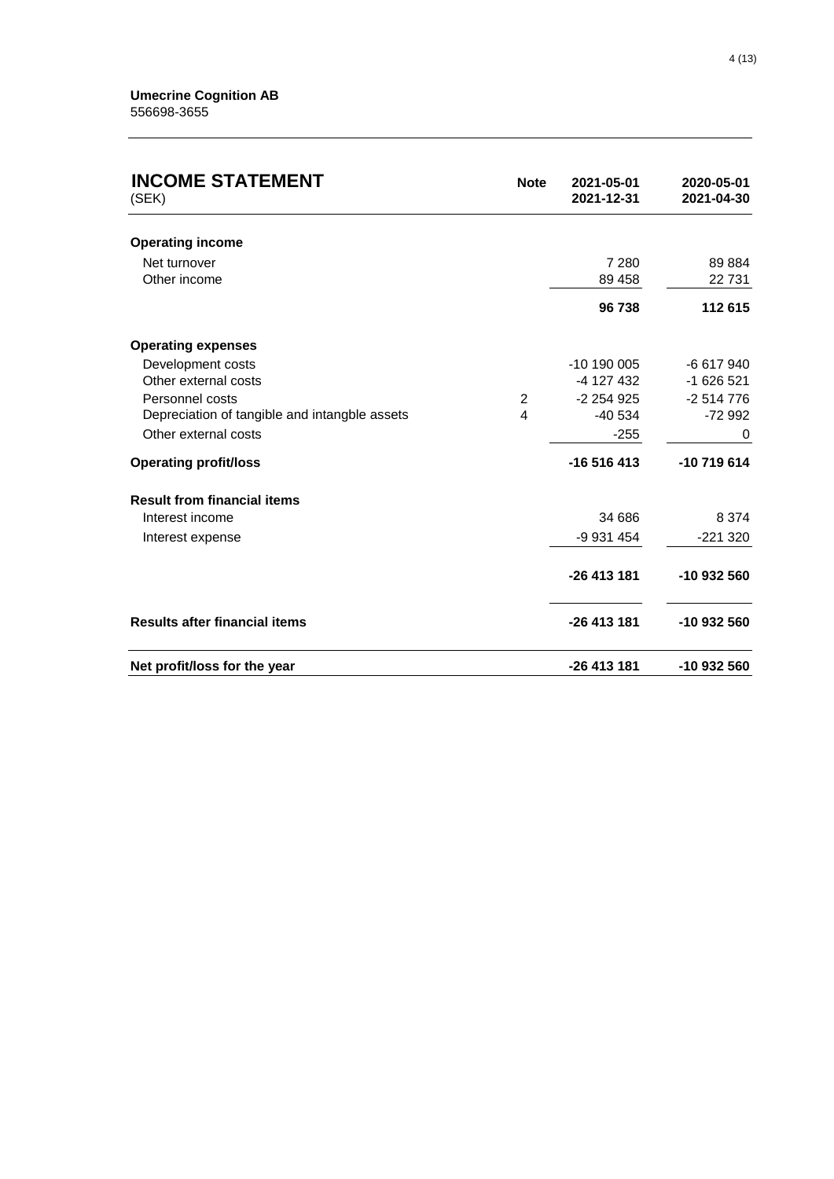**Umecrine Cognition AB**
556698-3655

| **INCOME STATEMENT** (SEK) | **Note** | **2021-05-01 2021-12-31** | **2020-05-01 2021-04-30** |
|---|---|---|---|
| **Operating income** | | | |
| Net turnover | | 7 280 | 89 884 |
| Other income | | 89 458 | 22 731 |
| | | **96 738** | **112 615** |
| **Operating expenses** | | | |
| Development costs | | -10 190 005 | -6 617 940 |
| Other external costs | | -4 127 432 | -1 626 521 |
| Personnel costs | 2 | -2 254 925 | -2 514 776 |
| Depreciation of tangible and intangble assets | 4 | -40 534 | -72 992 |
| Other external costs | | -255 | 0 |
| **Operating profit/loss** | | **-16 516 413** | **-10 719 614** |
| **Result from financial items** | | | |
| Interest income | | 34 686 | 8 374 |
| Interest expense | | -9 931 454 | -221 320 |
| | | **-26 413 181** | **-10 932 560** |
| **Results after financial items** | | **-26 413 181** | **-10 932 560** |
| **Net profit/loss for the year** | | **-26 413 181** | **-10 932 560** |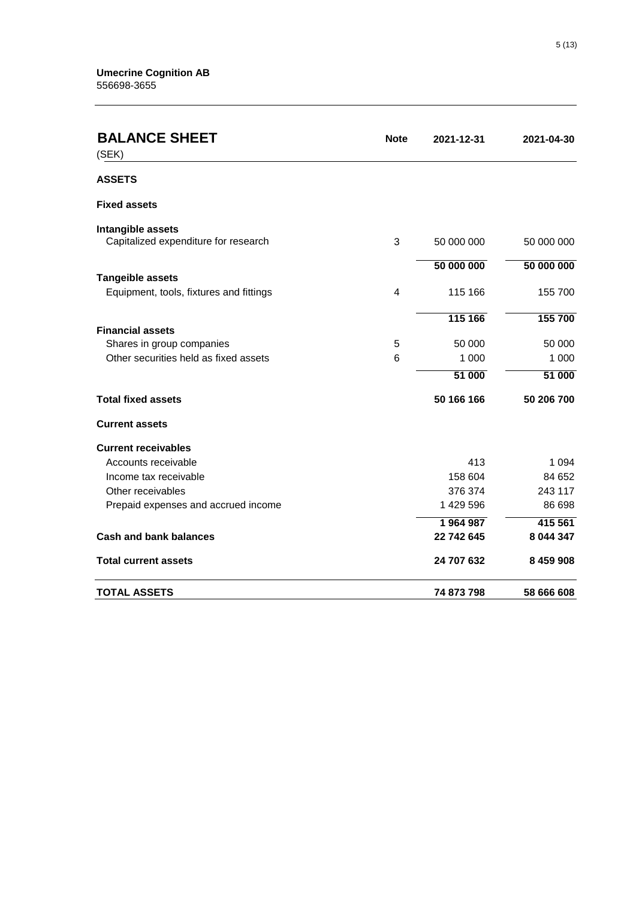**Umecrine Cognition AB**
556698-3655

| **BALANCE SHEET** (SEK) | **Note** | **2021-12-31** | **2021-04-30** |
|---|---|---|---|
| **ASSETS** | | | |
| **Fixed assets** | | | |
| **Intangible assets** | | | |
| Capitalized expenditure for research | 3 | 50 000 000 | 50 000 000 |
| | | **50 000 000** | **50 000 000** |
| **Tangeible assets** | | | |
| Equipment, tools, fixtures and fittings | 4 | 115 166 | 155 700 |
| | | **115 166** | **155 700** |
| **Financial assets** | | | |
| Shares in group companies | 5 | 50 000 | 50 000 |
| Other securities held as fixed assets | 6 | 1 000 | 1 000 |
| | | **51 000** | **51 000** |
| **Total fixed assets** | | **50 166 166** | **50 206 700** |
| **Current assets** | | | |
| **Current receivables** | | | |
| Accounts receivable | | 413 | 1 094 |
| Income tax receivable | | 158 604 | 84 652 |
| Other receivables | | 376 374 | 243 117 |
| Prepaid expenses and accrued income | | 1 429 596 | 86 698 |
| | | **1 964 987** | **415 561** |
| **Cash and bank balances** | | **22 742 645** | **8 044 347** |
| **Total current assets** | | **24 707 632** | **8 459 908** |
| **TOTAL ASSETS** | | **74 873 798** | **58 666 608** |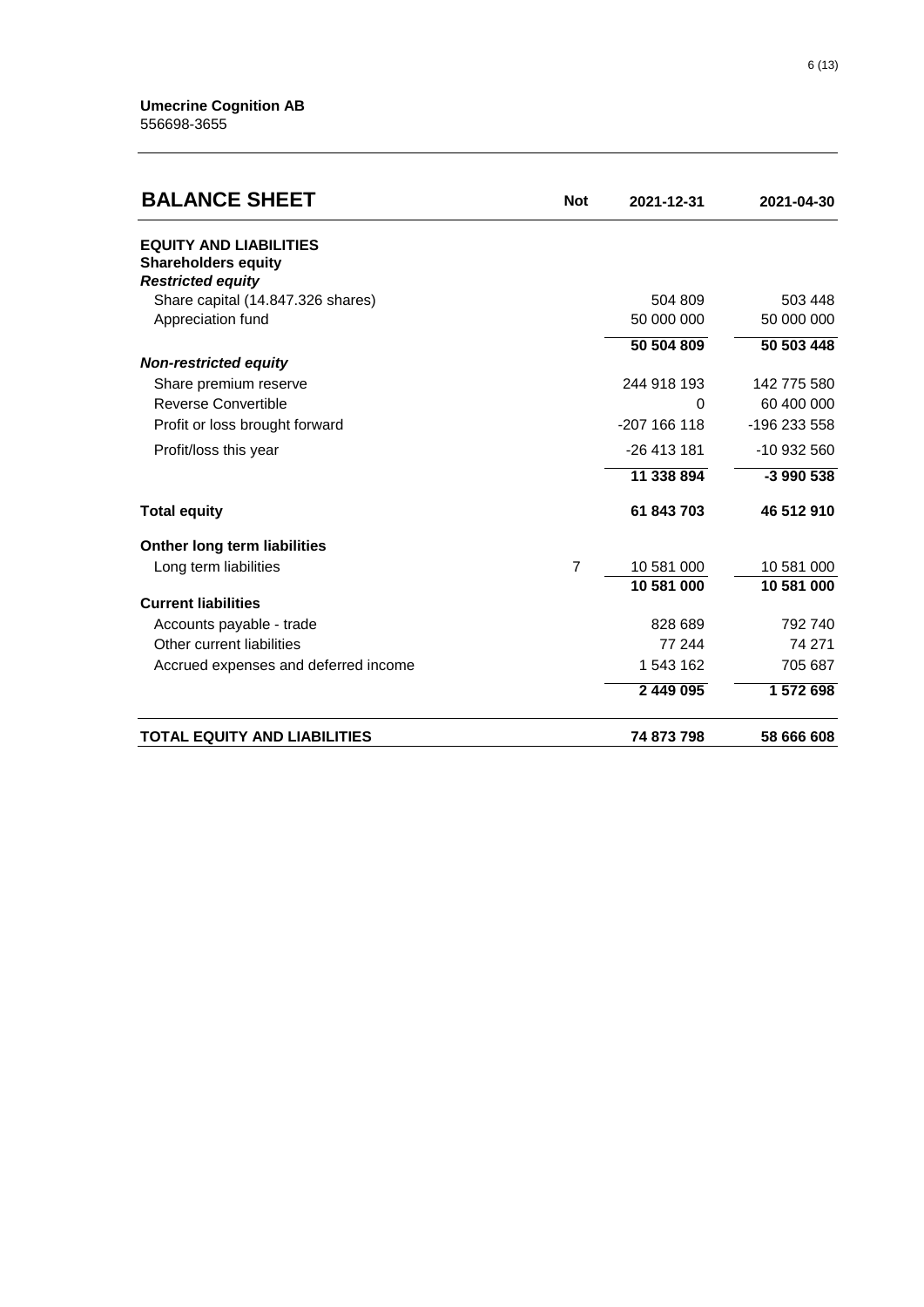**Umecrine Cognition AB**
556698-3655

| **BALANCE SHEET** | **Not** | **2021-12-31** | **2021-04-30** |
|---|---|---|---|
| **EQUITY AND LIABILITIES** | | | |
| **Shareholders equity** | | | |
| ***Restricted equity*** | | | |
| Share capital (14.847.326 shares) | | 504 809 | 503 448 |
| Appreciation fund | | 50 000 000 | 50 000 000 |
| | | **50 504 809** | **50 503 448** |
| ***Non-restricted equity*** | | | |
| Share premium reserve | | 244 918 193 | 142 775 580 |
| Reverse Convertible | | 0 | 60 400 000 |
| Profit or loss brought forward | | -207 166 118 | -196 233 558 |
| Profit/loss this year | | -26 413 181 | -10 932 560 |
| | | **11 338 894** | **-3 990 538** |
| **Total equity** | | **61 843 703** | **46 512 910** |
| **Onther long term liabilities** | | | |
| Long term liabilities | 7 | 10 581 000 | 10 581 000 |
| | | **10 581 000** | **10 581 000** |
| **Current liabilities** | | | |
| Accounts payable - trade | | 828 689 | 792 740 |
| Other current liabilities | | 77 244 | 74 271 |
| Accrued expenses and deferred income | | 1 543 162 | 705 687 |
| | | **2 449 095** | **1 572 698** |
| **TOTAL EQUITY AND LIABILITIES** | | **74 873 798** | **58 666 608** |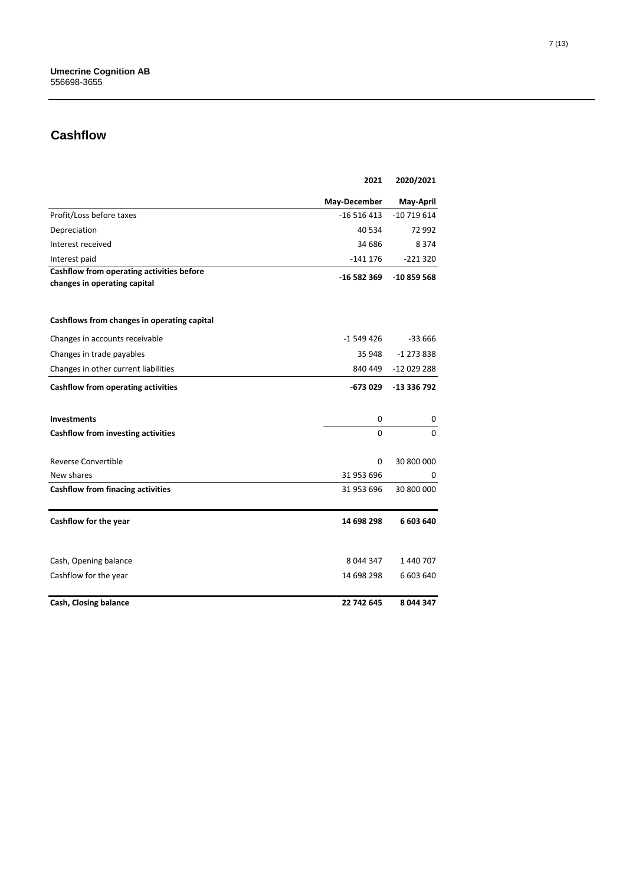**Umecrine Cognition AB**
556698-3655

## Cashflow

| | 2021 | 2020/2021 |
|---|---|---|
| | **May-December** | **May-April** |
| Profit/Loss before taxes | -16 516 413 | -10 719 614 |
| Depreciation | 40 534 | 72 992 |
| Interest received | 34 686 | 8 374 |
| Interest paid | -141 176 | -221 320 |
| **Cashflow from operating activities before changes in operating capital** | **-16 582 369** | **-10 859 568** |
| | | |
| **Cashflows from changes in operating capital** | | |
| Changes in accounts receivable | -1 549 426 | -33 666 |
| Changes in trade payables | 35 948 | -1 273 838 |
| Changes in other current liabilities | 840 449 | -12 029 288 |
| **Cashflow from operating activities** | **-673 029** | **-13 336 792** |
| | | |
| **Investments** | 0 | 0 |
| **Cashflow from investing activities** | 0 | 0 |
| | | |
| Reverse Convertible | 0 | 30 800 000 |
| New shares | 31 953 696 | 0 |
| **Cashflow from finacing activities** | 31 953 696 | 30 800 000 |
| | | |
| **Cashflow for the year** | **14 698 298** | **6 603 640** |
| | | |
| Cash, Opening balance | 8 044 347 | 1 440 707 |
| Cashflow for the year | 14 698 298 | 6 603 640 |
| | | |
| **Cash, Closing balance** | **22 742 645** | **8 044 347** |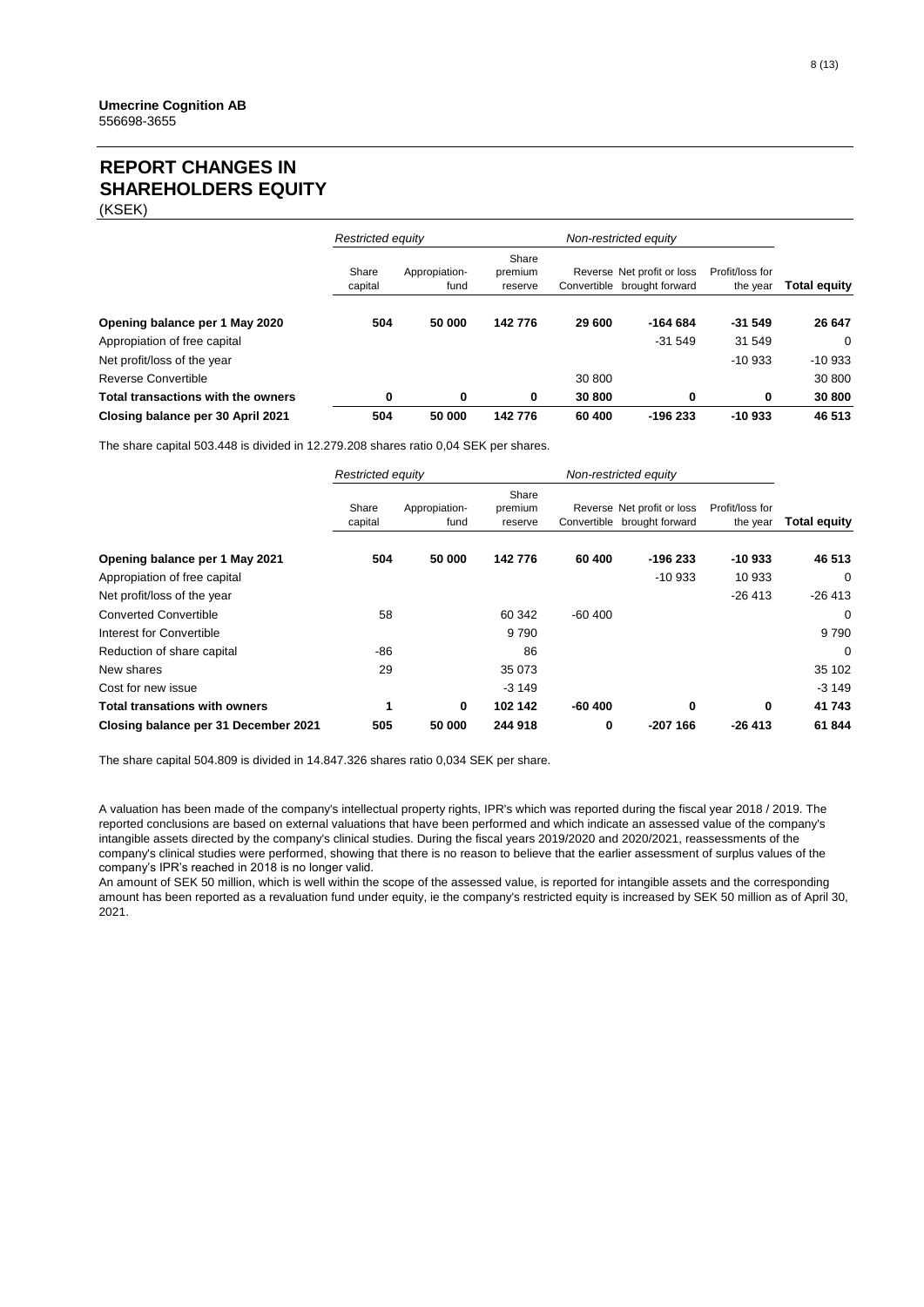**Umecrine Cognition AB**
556698-3655

# REPORT CHANGES IN SHAREHOLDERS EQUITY

(KSEK)

| | *Restricted equity* | | *Non-restricted equity* | | | | |
|---|---|---|---|---|---|---|---|
| | Share capital | Appropiation-fund | Share premium reserve | Reverse Convertible | Net profit or loss brought forward | Profit/loss for the year | **Total equity** |
| **Opening balance per 1 May 2020** | **504** | **50 000** | **142 776** | **29 600** | **-164 684** | **-31 549** | **26 647** |
| Appropiation of free capital | | | | | -31 549 | 31 549 | 0 |
| Net profit/loss of the year | | | | | | -10 933 | -10 933 |
| Reverse Convertible | | | | 30 800 | | | 30 800 |
| **Total transactions with the owners** | **0** | **0** | **0** | **30 800** | **0** | **0** | **30 800** |
| **Closing balance per 30 April 2021** | **504** | **50 000** | **142 776** | **60 400** | **-196 233** | **-10 933** | **46 513** |

The share capital 503.448 is divided in 12.279.208 shares ratio 0,04 SEK per shares.

| | *Restricted equity* | | *Non-restricted equity* | | | | |
|---|---|---|---|---|---|---|---|
| | Share capital | Appropiation-fund | Share premium reserve | Reverse Convertible | Net profit or loss brought forward | Profit/loss for the year | **Total equity** |
| **Opening balance per 1 May 2021** | **504** | **50 000** | **142 776** | **60 400** | **-196 233** | **-10 933** | **46 513** |
| Appropiation of free capital | | | | | -10 933 | 10 933 | 0 |
| Net profit/loss of the year | | | | | | -26 413 | -26 413 |
| Converted Convertible | 58 | | 60 342 | -60 400 | | | 0 |
| Interest for Convertible | | | 9 790 | | | | 9 790 |
| Reduction of share capital | -86 | | 86 | | | | 0 |
| New shares | 29 | | 35 073 | | | | 35 102 |
| Cost for new issue | | | -3 149 | | | | -3 149 |
| **Total transations with owners** | **1** | **0** | **102 142** | **-60 400** | **0** | **0** | **41 743** |
| **Closing balance per 31 December 2021** | **505** | **50 000** | **244 918** | **0** | **-207 166** | **-26 413** | **61 844** |

The share capital 504.809 is divided in 14.847.326 shares ratio 0,034 SEK per share.

A valuation has been made of the company's intellectual property rights, IPR's which was reported during the fiscal year 2018 / 2019. The reported conclusions are based on external valuations that have been performed and which indicate an assessed value of the company's intangible assets directed by the company's clinical studies. During the fiscal years 2019/2020 and 2020/2021, reassessments of the company's clinical studies were performed, showing that there is no reason to believe that the earlier assessment of surplus values of the company's IPR's reached in 2018 is no longer valid.
An amount of SEK 50 million, which is well within the scope of the assessed value, is reported for intangible assets and the corresponding amount has been reported as a revaluation fund under equity, ie the company's restricted equity is increased by SEK 50 million as of April 30, 2021.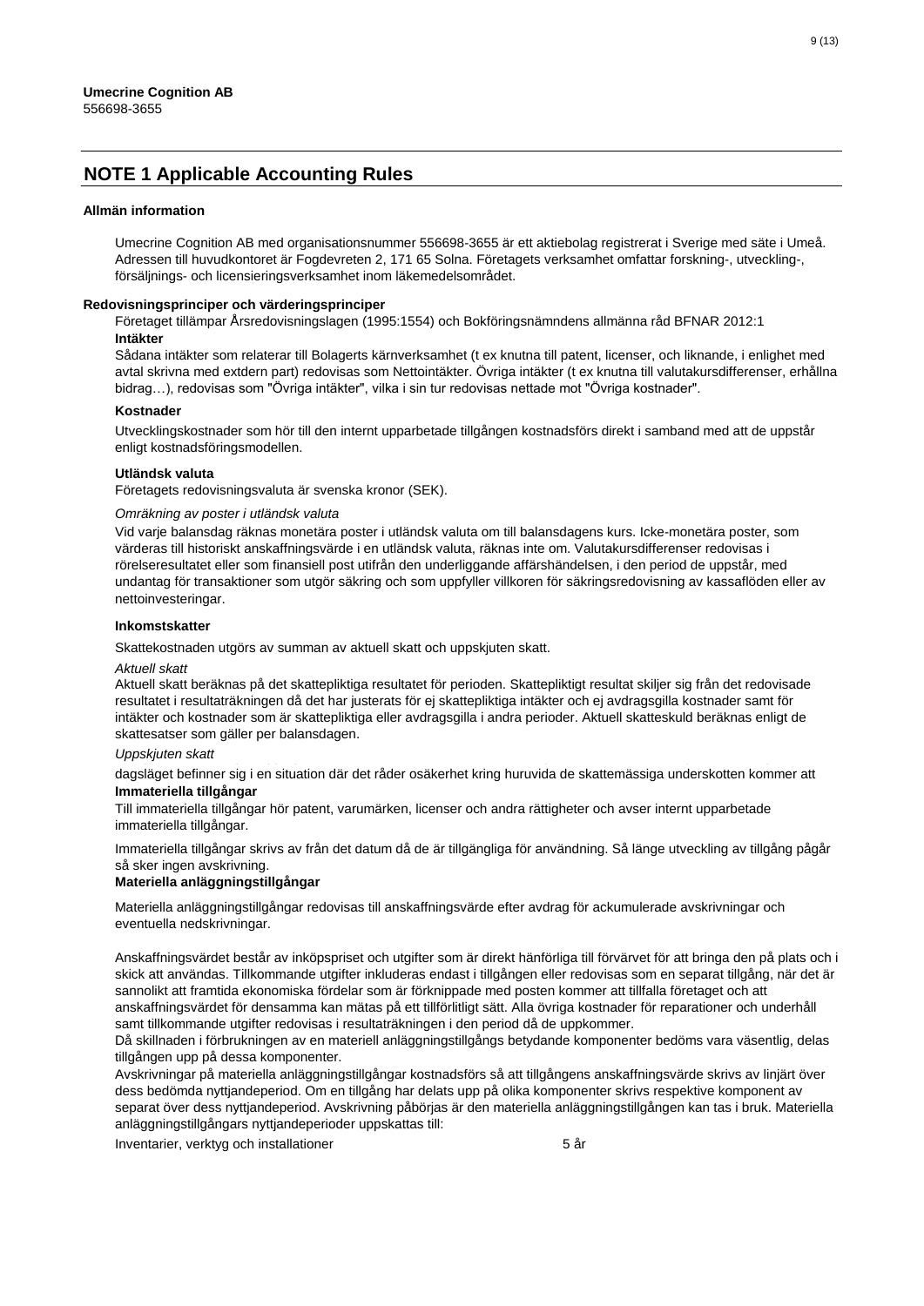**Umecrine Cognition AB**
556698-3655

## NOTE 1 Applicable Accounting Rules

**Allmän information**

Umecrine Cognition AB med organisationsnummer 556698-3655 är ett aktiebolag registrerat i Sverige med säte i Umeå. Adressen till huvudkontoret är Fogdevreten 2, 171 65 Solna. Företagets verksamhet omfattar forskning-, utveckling-, försäljnings- och licensieringsverksamhet inom läkemedelsområdet.

**Redovisningsprinciper och värderingsprinciper**

Företaget tillämpar Årsredovisningslagen (1995:1554) och Bokföringsnämndens allmänna råd BFNAR 2012:1

**Intäkter**

Sådana intäkter som relaterar till Bolagerts kärnverksamhet (t ex knutna till patent, licenser, och liknande, i enlighet med avtal skrivna med extdern part) redovisas som Nettointäkter. Övriga intäkter (t ex knutna till valutakursdifferenser, erhållna bidrag…), redovisas som "Övriga intäkter", vilka i sin tur redovisas nettade mot "Övriga kostnader".

**Kostnader**

Utvecklingskostnader som hör till den internt upparbetade tillgången kostnadsförs direkt i samband med att de uppstår enligt kostnadsföringsmodellen.

**Utländsk valuta**

Företagets redovisningsvaluta är svenska kronor (SEK).

*Omräkning av poster i utländsk valuta*

Vid varje balansdag räknas monetära poster i utländsk valuta om till balansdagens kurs. Icke-monetära poster, som värderas till historiskt anskaffningsvärde i en utländsk valuta, räknas inte om. Valutakursdifferenser redovisas i rörelseresultatet eller som finansiell post utifrån den underliggande affärshändelsen, i den period de uppstår, med undantag för transaktioner som utgör säkring och som uppfyller villkoren för säkringsredovisning av kassaflöden eller av nettoinvesteringar.

**Inkomstskatter**

Skattekostnaden utgörs av summan av aktuell skatt och uppskjuten skatt.

*Aktuell skatt*

Aktuell skatt beräknas på det skattepliktiga resultatet för perioden. Skattepliktigt resultat skiljer sig från det redovisade resultatet i resultaträkningen då det har justerats för ej skattepliktiga intäkter och ej avdragsgilla kostnader samt för intäkter och kostnader som är skattepliktiga eller avdragsgilla i andra perioder. Aktuell skatteskuld beräknas enligt de skattesatser som gäller per balansdagen.

*Uppskjuten skatt*

dagsläget befinner sig i en situation där det råder osäkerhet kring huruvida de skattemässiga underskotten kommer att

**Immateriella tillgångar**

Till immateriella tillgångar hör patent, varumärken, licenser och andra rättigheter och avser internt upparbetade immateriella tillgångar.

Immateriella tillgångar skrivs av från det datum då de är tillgängliga för användning. Så länge utveckling av tillgång pågår så sker ingen avskrivning.

**Materiella anläggningstillgångar**

Materiella anläggningstillgångar redovisas till anskaffningsvärde efter avdrag för ackumulerade avskrivningar och eventuella nedskrivningar.

Anskaffningsvärdet består av inköpspriset och utgifter som är direkt hänförliga till förvärvet för att bringa den på plats och i skick att användas. Tillkommande utgifter inkluderas endast i tillgången eller redovisas som en separat tillgång, när det är sannolikt att framtida ekonomiska fördelar som är förknippade med posten kommer att tillfalla företaget och att anskaffningsvärdet för densamma kan mätas på ett tillförlitligt sätt. Alla övriga kostnader för reparationer och underhåll samt tillkommande utgifter redovisas i resultaträkningen i den period då de uppkommer.

Då skillnaden i förbrukningen av en materiell anläggningstillgångs betydande komponenter bedöms vara väsentlig, delas tillgången upp på dessa komponenter.

Avskrivningar på materiella anläggningstillgångar kostnadsförs så att tillgångens anskaffningsvärde skrivs av linjärt över dess bedömda nyttjandeperiod. Om en tillgång har delats upp på olika komponenter skrivs respektive komponent av separat över dess nyttjandeperiod. Avskrivning påbörjas är den materiella anläggningstillgången kan tas i bruk. Materiella anläggningstillgångars nyttjandeperioder uppskattas till:

| | |
|---|---|
| Inventarier, verktyg och installationer | 5 år |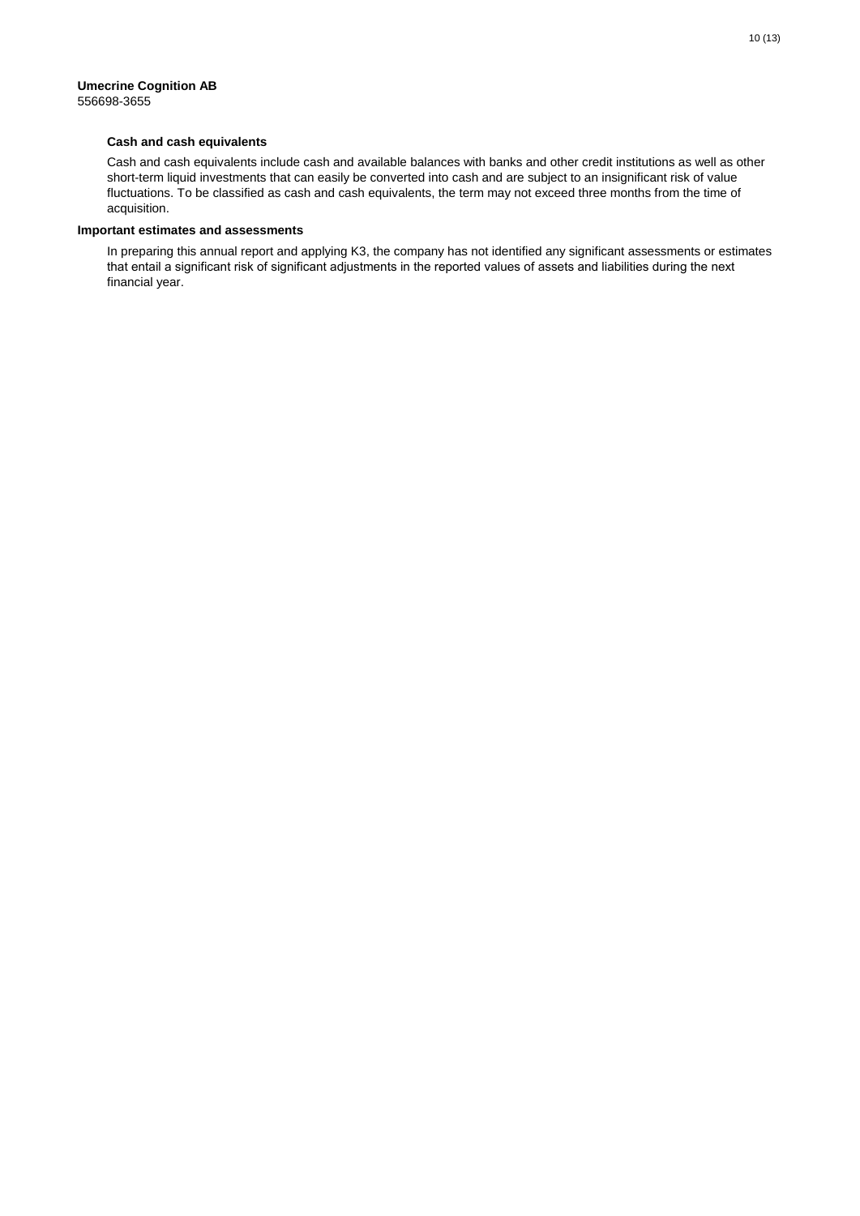**Umecrine Cognition AB**
556698-3655

### Cash and cash equivalents

Cash and cash equivalents include cash and available balances with banks and other credit institutions as well as other short-term liquid investments that can easily be converted into cash and are subject to an insignificant risk of value fluctuations. To be classified as cash and cash equivalents, the term may not exceed three months from the time of acquisition.

## Important estimates and assessments

In preparing this annual report and applying K3, the company has not identified any significant assessments or estimates that entail a significant risk of significant adjustments in the reported values of assets and liabilities during the next financial year.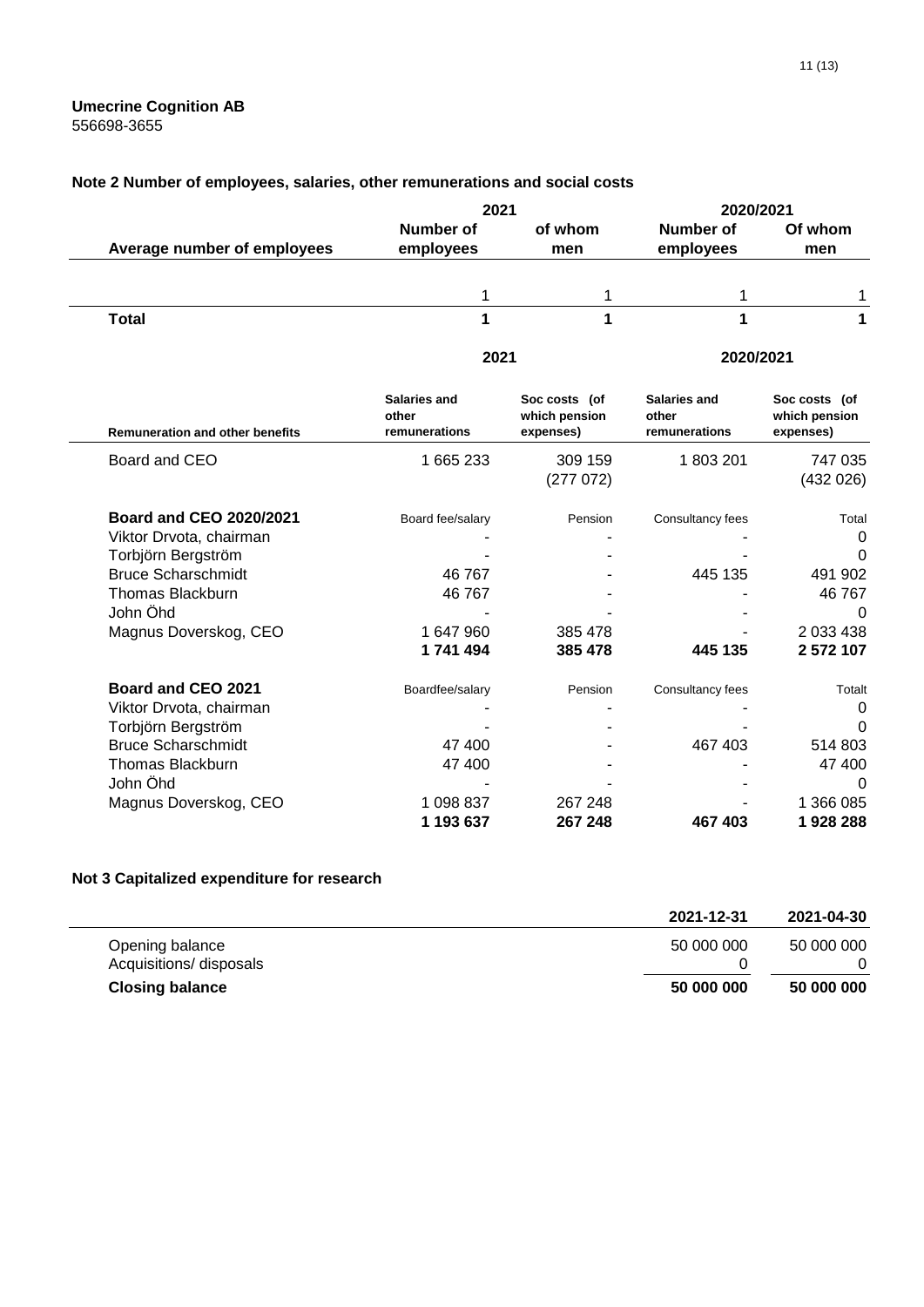**Umecrine Cognition AB**
556698-3655

## Note 2 Number of employees, salaries, other remunerations and social costs

| Average number of employees | 2021 Number of employees | 2021 of whom men | 2020/2021 Number of employees | 2020/2021 Of whom men |
|---|---|---|---|---|
| | 1 | 1 | 1 | 1 |
| **Total** | **1** | **1** | **1** | **1** |

| Remuneration and other benefits | 2021 Salaries and other remunerations | 2021 Soc costs (of which pension expenses) | 2020/2021 Salaries and other remunerations | 2020/2021 Soc costs (of which pension expenses) |
|---|---|---|---|---|
| Board and CEO | 1 665 233 | 309 159 (277 072) | 1 803 201 | 747 035 (432 026) |

| **Board and CEO 2020/2021** | Board fee/salary | Pension | Consultancy fees | Total |
|---|---|---|---|---|
| Viktor Drvota, chairman | - | - | - | 0 |
| Torbjörn Bergström | - | - | - | 0 |
| Bruce Scharschmidt | 46 767 | - | 445 135 | 491 902 |
| Thomas Blackburn | 46 767 | - | - | 46 767 |
| John Öhd | - | - | - | 0 |
| Magnus Doverskog, CEO | 1 647 960 | 385 478 | - | 2 033 438 |
| | **1 741 494** | **385 478** | **445 135** | **2 572 107** |

| **Board and CEO 2021** | Boardfee/salary | Pension | Consultancy fees | Totalt |
|---|---|---|---|---|
| Viktor Drvota, chairman | - | - | - | 0 |
| Torbjörn Bergström | - | - | - | 0 |
| Bruce Scharschmidt | 47 400 | - | 467 403 | 514 803 |
| Thomas Blackburn | 47 400 | - | - | 47 400 |
| John Öhd | - | - | - | 0 |
| Magnus Doverskog, CEO | 1 098 837 | 267 248 | - | 1 366 085 |
| | **1 193 637** | **267 248** | **467 403** | **1 928 288** |

## Not 3 Capitalized expenditure for research

| | 2021-12-31 | 2021-04-30 |
|---|---|---|
| Opening balance | 50 000 000 | 50 000 000 |
| Acquisitions/ disposals | 0 | 0 |
| **Closing balance** | **50 000 000** | **50 000 000** |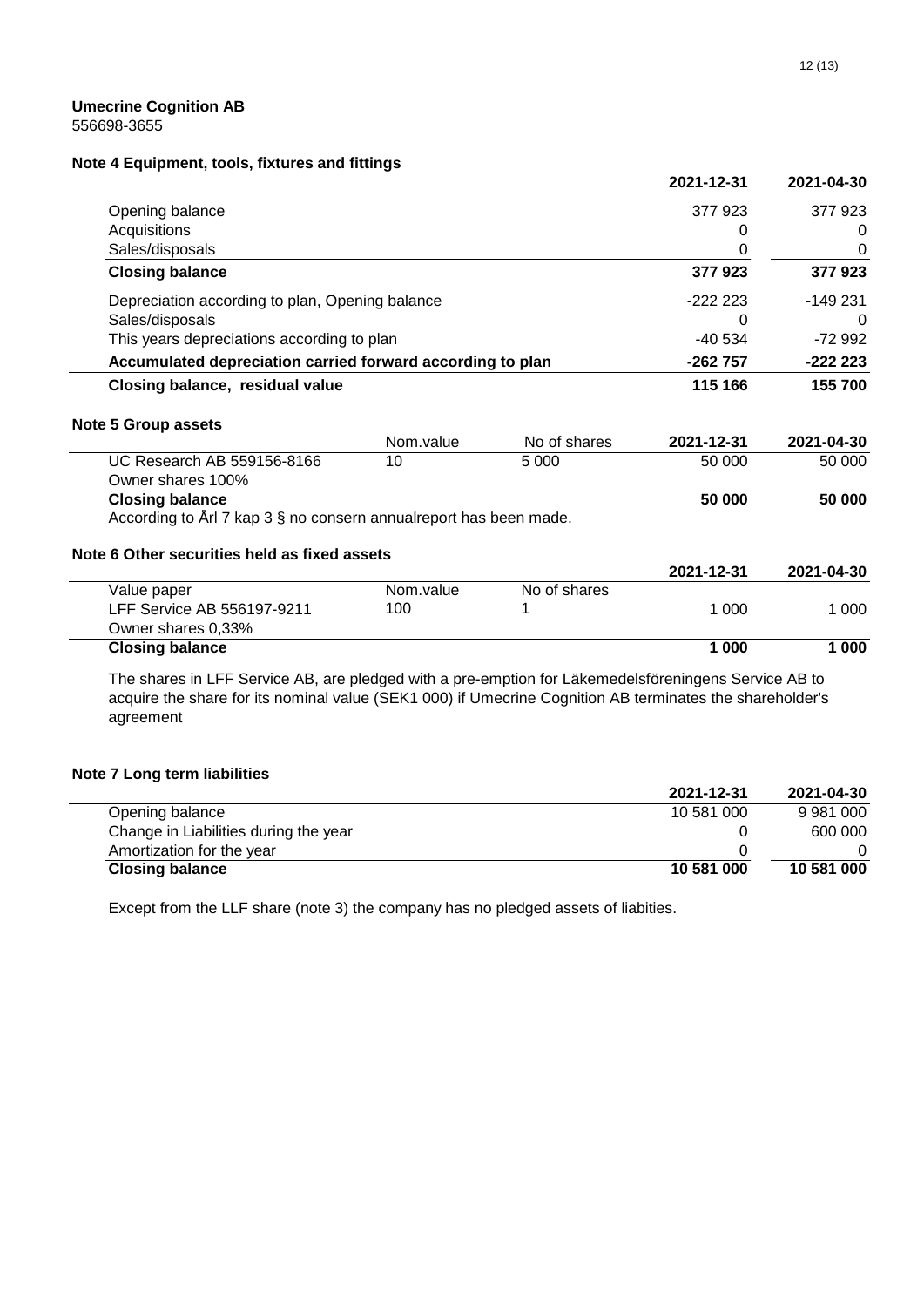**Umecrine Cognition AB**
556698-3655

### Note 4 Equipment, tools, fixtures and fittings

| | 2021-12-31 | 2021-04-30 |
|---|---|---|
| Opening balance | 377 923 | 377 923 |
| Acquisitions | 0 | 0 |
| Sales/disposals | 0 | 0 |
| **Closing balance** | **377 923** | **377 923** |
| Depreciation according to plan, Opening balance | -222 223 | -149 231 |
| Sales/disposals | 0 | 0 |
| This years depreciations according to plan | -40 534 | -72 992 |
| **Accumulated depreciation carried forward according to plan** | **-262 757** | **-222 223** |
| **Closing balance, residual value** | **115 166** | **155 700** |

### Note 5 Group assets

| | Nom.value | No of shares | 2021-12-31 | 2021-04-30 |
|---|---|---|---|---|
| UC Research AB 559156-8166 | 10 | 5 000 | 50 000 | 50 000 |
| Owner shares 100% | | | | |
| **Closing balance** | | | **50 000** | **50 000** |

According to Årl 7 kap 3 § no consern annualreport has been made.

### Note 6 Other securities held as fixed assets

| | | | 2021-12-31 | 2021-04-30 |
|---|---|---|---|---|
| Value paper | Nom.value | No of shares | | |
| LFF Service AB 556197-9211 | 100 | 1 | 1 000 | 1 000 |
| Owner shares 0,33% | | | | |
| **Closing balance** | | | **1 000** | **1 000** |

The shares in LFF Service AB, are pledged with a pre-emption for Läkemedelsföreningens Service AB to acquire the share for its nominal value (SEK1 000) if Umecrine Cognition AB terminates the shareholder's agreement

### Note 7 Long term liabilities

| | 2021-12-31 | 2021-04-30 |
|---|---|---|
| Opening balance | 10 581 000 | 9 981 000 |
| Change in Liabilities during the year | 0 | 600 000 |
| Amortization for the year | 0 | 0 |
| **Closing balance** | **10 581 000** | **10 581 000** |

Except from the LLF share (note 3) the company has no pledged assets of liabities.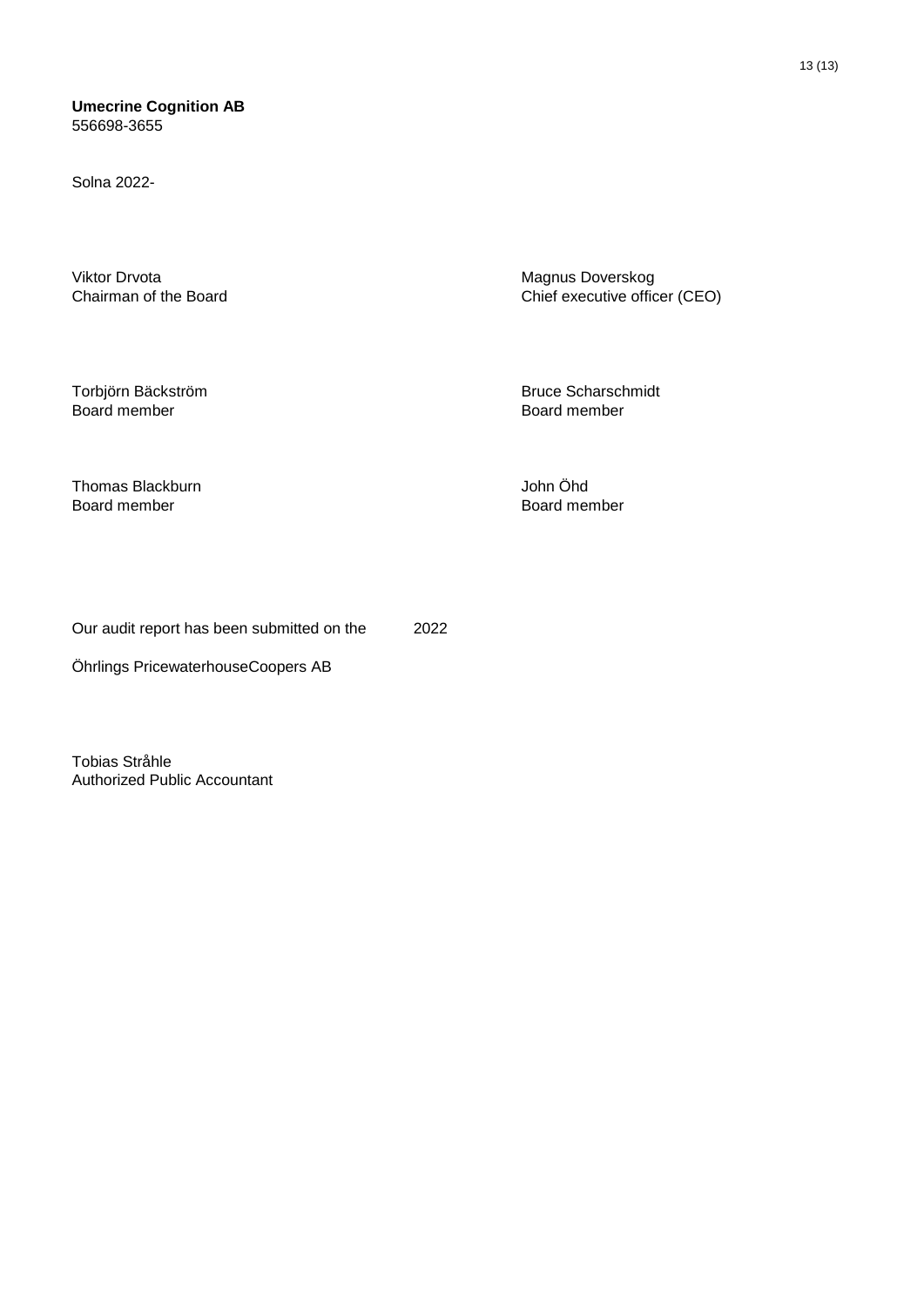**Umecrine Cognition AB**
556698-3655

Solna 2022-

Viktor Drvota
Chairman of the Board

Magnus Doverskog
Chief executive officer (CEO)

Torbjörn Bäckström
Board member

Bruce Scharschmidt
Board member

Thomas Blackburn
Board member

John Öhd
Board member

Our audit report has been submitted on the 2022

Öhrlings PricewaterhouseCoopers AB

Tobias Stråhle
Authorized Public Accountant